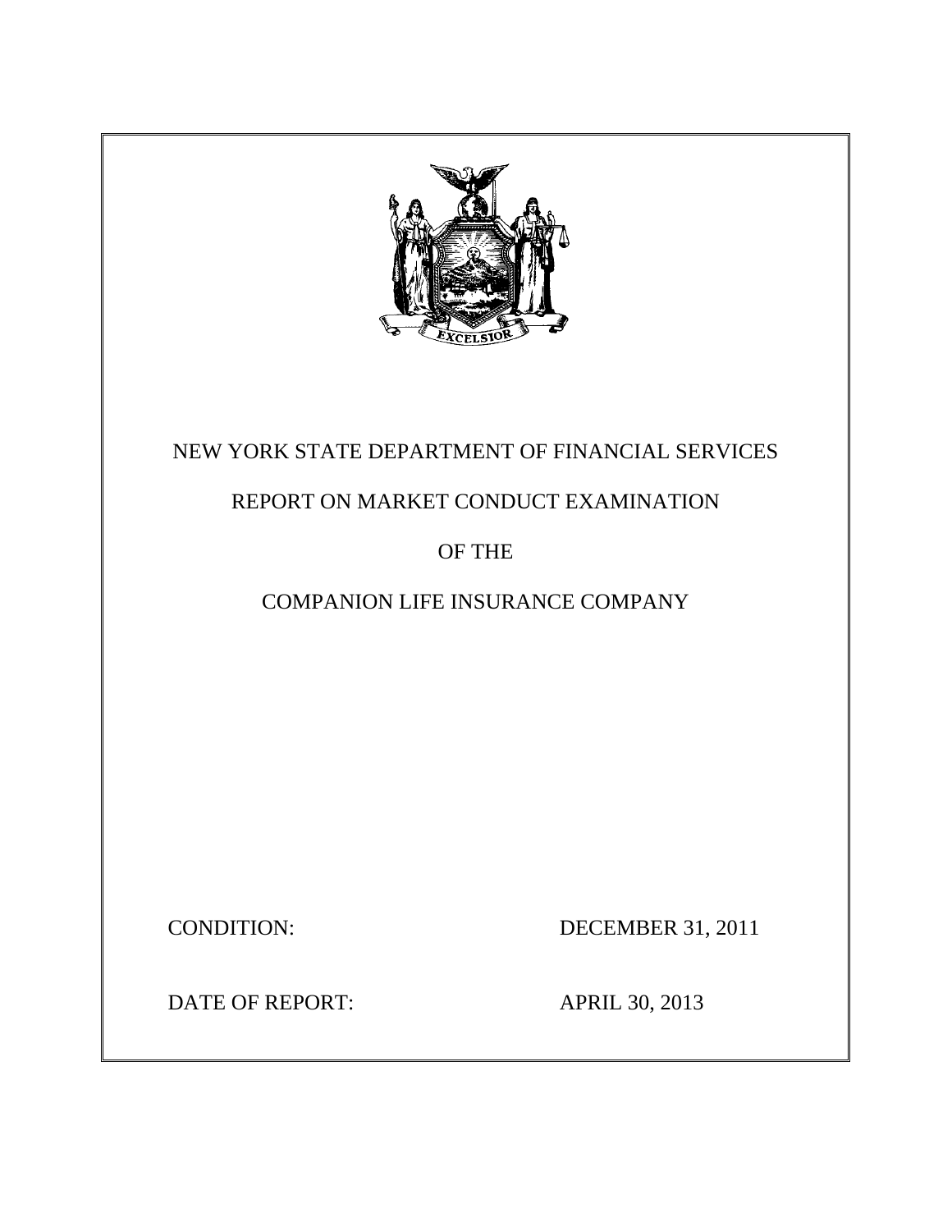# NEW YORK STATE DEPARTMENT OF FINANCIAL SERVICES

## REPORT ON MARKET CONDUCT EXAMINATION

## OF THE

## COMPANION LIFE INSURANCE COMPANY

CONDITION: DECEMBER 31, 2011

DATE OF REPORT: APRIL 30, 2013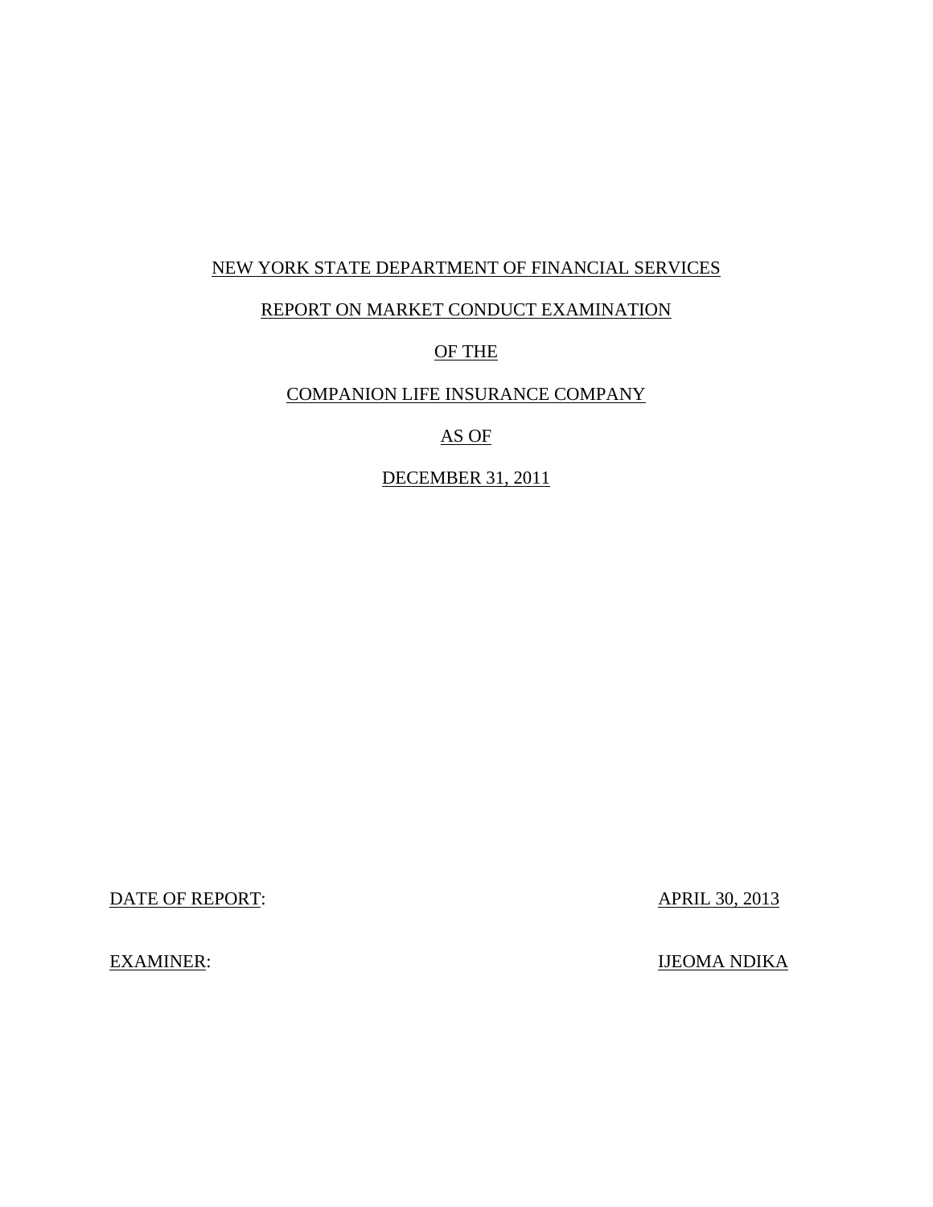NEW YORK STATE DEPARTMENT OF FINANCIAL SERVICES

REPORT ON MARKET CONDUCT EXAMINATION

OF THE

COMPANION LIFE INSURANCE COMPANY

AS OF

DECEMBER 31, 2011

DATE OF REPORT: APRIL 30, 2013

EXAMINER: IJEOMA NDIKA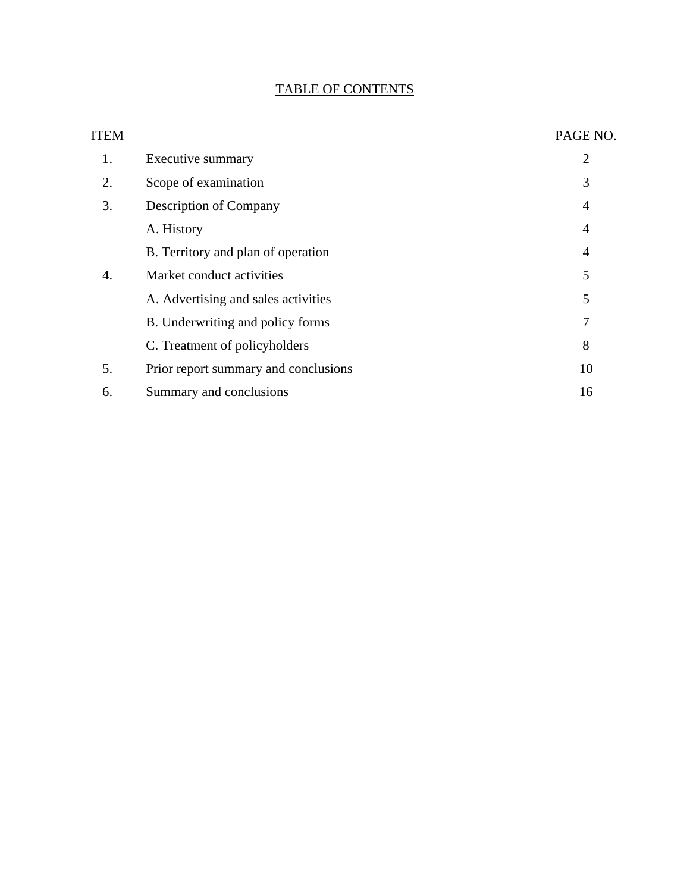# TABLE OF CONTENTS

| ITEM | | PAGE NO. |
|---|---|---|
| 1. | Executive summary | 2 |
| 2. | Scope of examination | 3 |
| 3. | Description of Company | 4 |
| | A. History | 4 |
| | B. Territory and plan of operation | 4 |
| 4. | Market conduct activities | 5 |
| | A. Advertising and sales activities | 5 |
| | B. Underwriting and policy forms | 7 |
| | C. Treatment of policyholders | 8 |
| 5. | Prior report summary and conclusions | 10 |
| 6. | Summary and conclusions | 16 |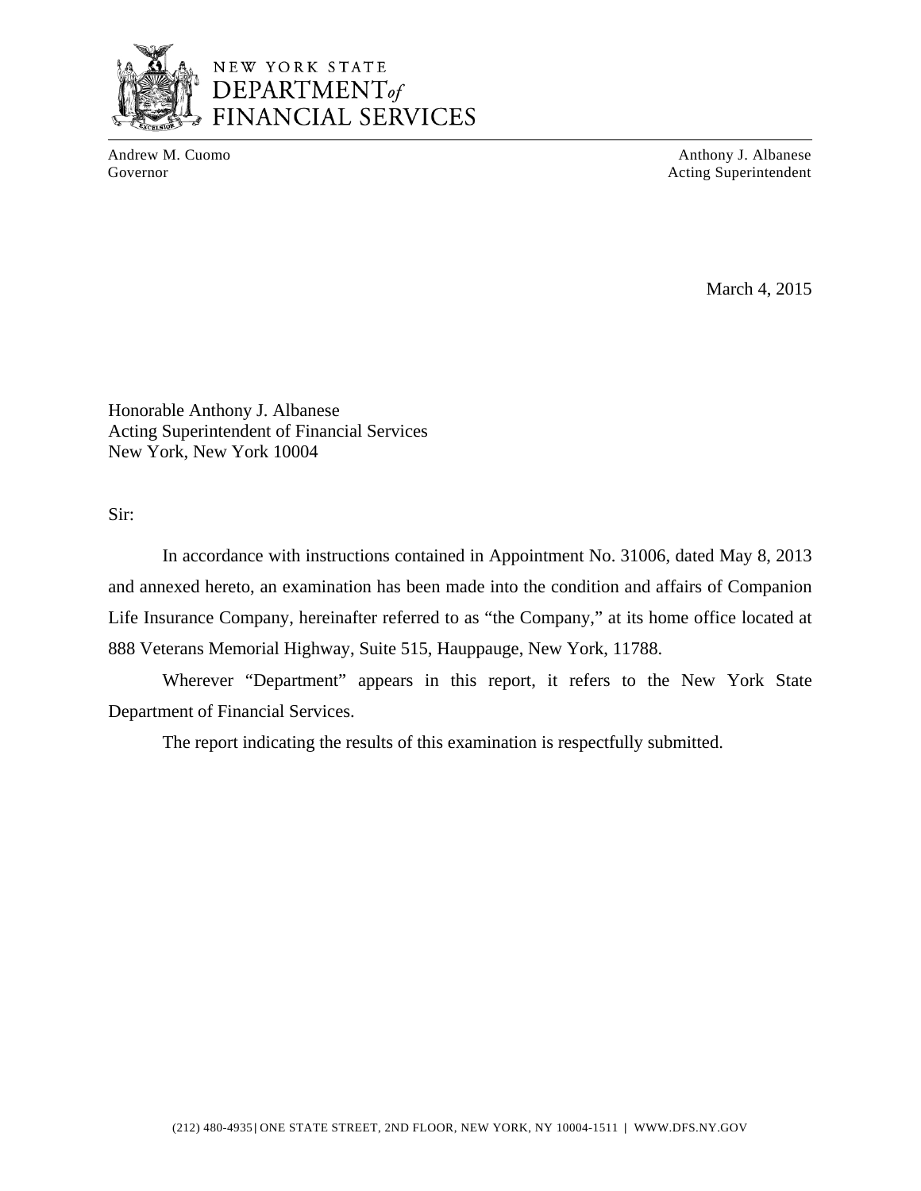NEW YORK STATE
DEPARTMENT *of*
FINANCIAL SERVICES

Andrew M. Cuomo
Governor

Anthony J. Albanese
Acting Superintendent

March 4, 2015

Honorable Anthony J. Albanese
Acting Superintendent of Financial Services
New York, New York 10004

Sir:

In accordance with instructions contained in Appointment No. 31006, dated May 8, 2013 and annexed hereto, an examination has been made into the condition and affairs of Companion Life Insurance Company, hereinafter referred to as "the Company," at its home office located at 888 Veterans Memorial Highway, Suite 515, Hauppauge, New York, 11788.

Wherever "Department" appears in this report, it refers to the New York State Department of Financial Services.

The report indicating the results of this examination is respectfully submitted.

(212) 480-4935 | ONE STATE STREET, 2ND FLOOR, NEW YORK, NY 10004-1511 | WWW.DFS.NY.GOV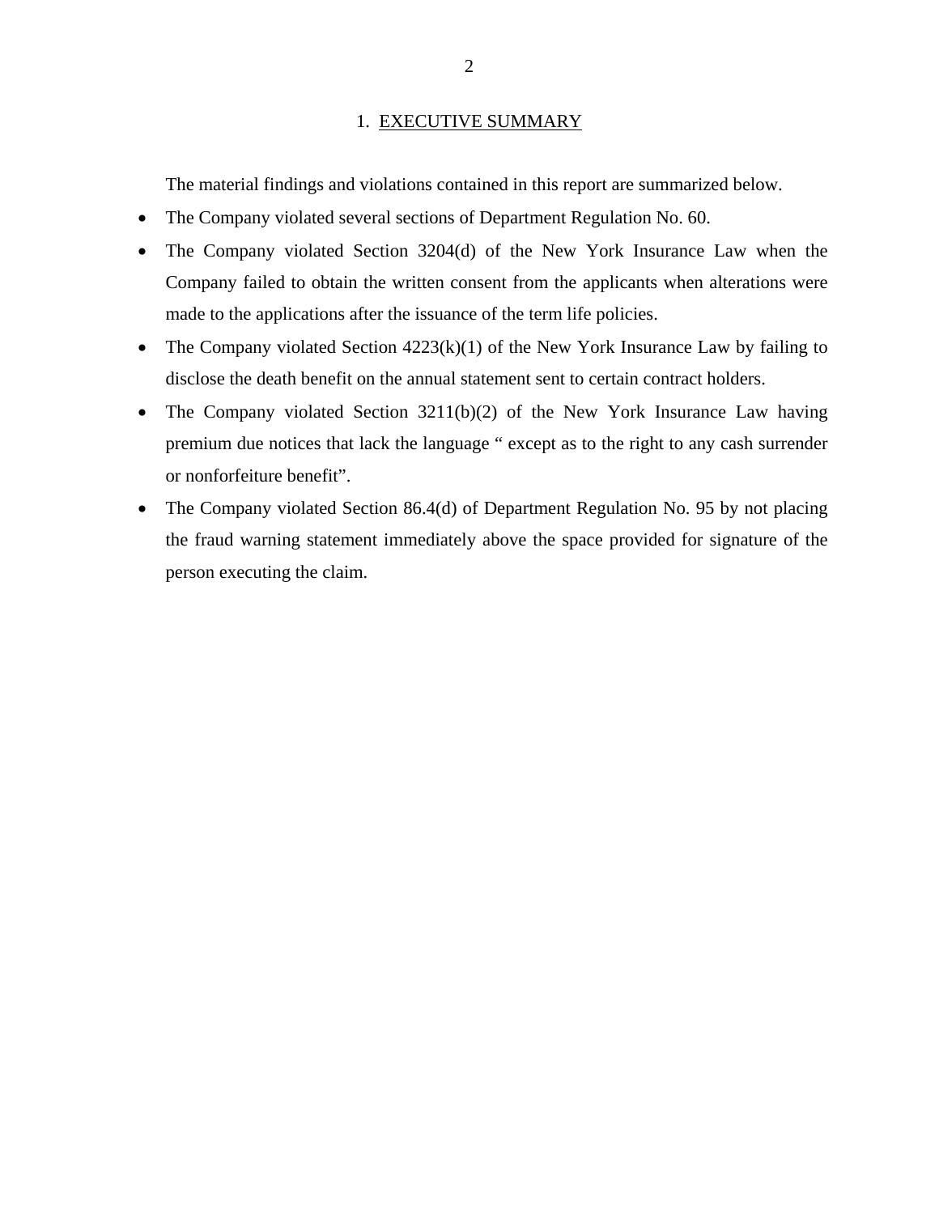## 1. EXECUTIVE SUMMARY

The material findings and violations contained in this report are summarized below.

- The Company violated several sections of Department Regulation No. 60.
- The Company violated Section 3204(d) of the New York Insurance Law when the Company failed to obtain the written consent from the applicants when alterations were made to the applications after the issuance of the term life policies.
- The Company violated Section 4223(k)(1) of the New York Insurance Law by failing to disclose the death benefit on the annual statement sent to certain contract holders.
- The Company violated Section 3211(b)(2) of the New York Insurance Law having premium due notices that lack the language " except as to the right to any cash surrender or nonforfeiture benefit".
- The Company violated Section 86.4(d) of Department Regulation No. 95 by not placing the fraud warning statement immediately above the space provided for signature of the person executing the claim.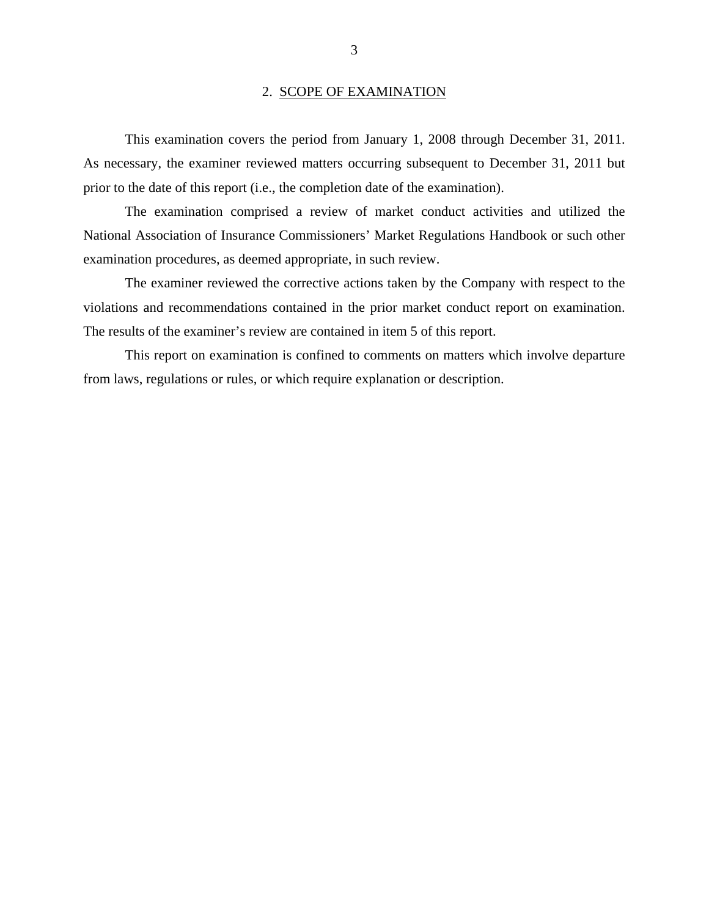## 2. SCOPE OF EXAMINATION

This examination covers the period from January 1, 2008 through December 31, 2011. As necessary, the examiner reviewed matters occurring subsequent to December 31, 2011 but prior to the date of this report (i.e., the completion date of the examination).

The examination comprised a review of market conduct activities and utilized the National Association of Insurance Commissioners' Market Regulations Handbook or such other examination procedures, as deemed appropriate, in such review.

The examiner reviewed the corrective actions taken by the Company with respect to the violations and recommendations contained in the prior market conduct report on examination. The results of the examiner's review are contained in item 5 of this report.

This report on examination is confined to comments on matters which involve departure from laws, regulations or rules, or which require explanation or description.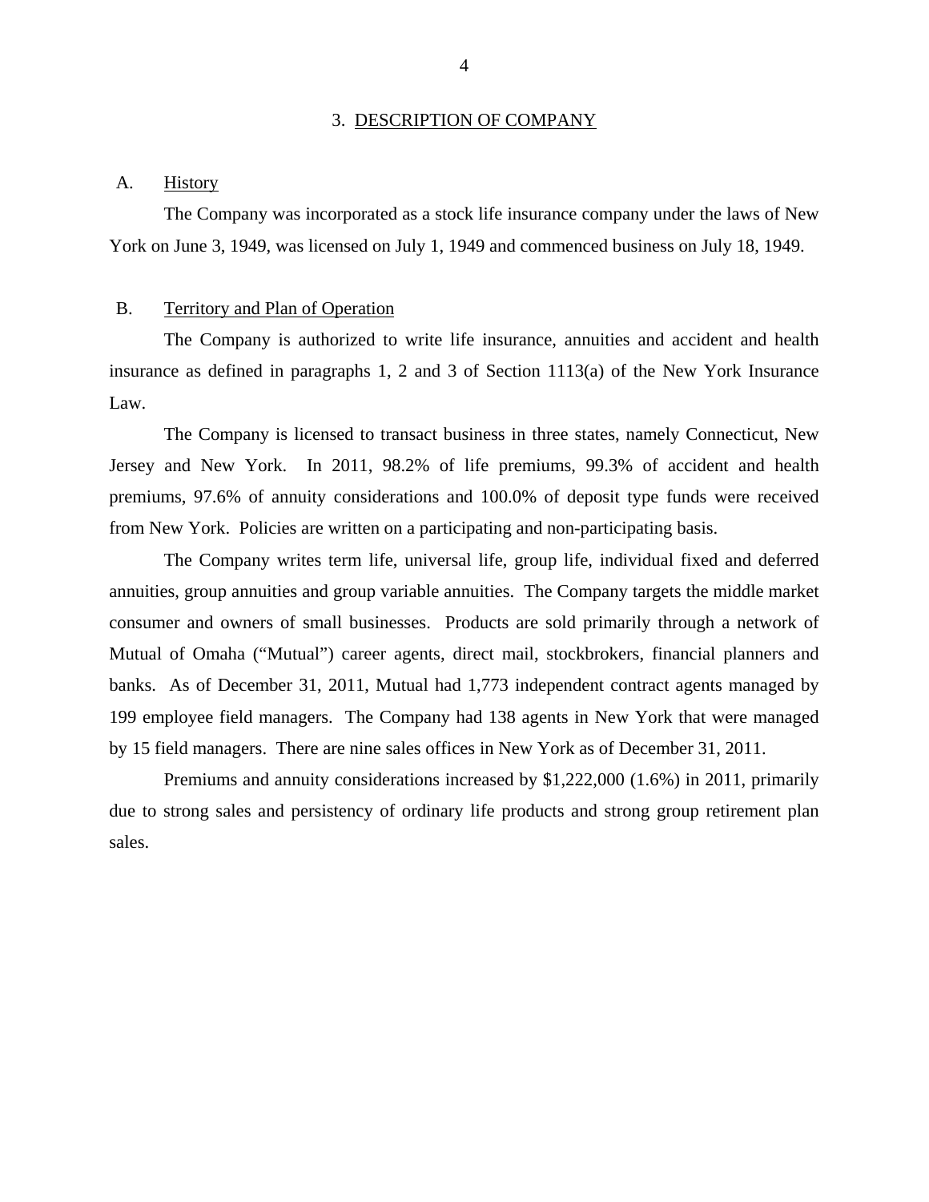## 3. DESCRIPTION OF COMPANY

### A. History

The Company was incorporated as a stock life insurance company under the laws of New York on June 3, 1949, was licensed on July 1, 1949 and commenced business on July 18, 1949.

### B. Territory and Plan of Operation

The Company is authorized to write life insurance, annuities and accident and health insurance as defined in paragraphs 1, 2 and 3 of Section 1113(a) of the New York Insurance Law.

The Company is licensed to transact business in three states, namely Connecticut, New Jersey and New York. In 2011, 98.2% of life premiums, 99.3% of accident and health premiums, 97.6% of annuity considerations and 100.0% of deposit type funds were received from New York. Policies are written on a participating and non-participating basis.

The Company writes term life, universal life, group life, individual fixed and deferred annuities, group annuities and group variable annuities. The Company targets the middle market consumer and owners of small businesses. Products are sold primarily through a network of Mutual of Omaha ("Mutual") career agents, direct mail, stockbrokers, financial planners and banks. As of December 31, 2011, Mutual had 1,773 independent contract agents managed by 199 employee field managers. The Company had 138 agents in New York that were managed by 15 field managers. There are nine sales offices in New York as of December 31, 2011.

Premiums and annuity considerations increased by $1,222,000 (1.6%) in 2011, primarily due to strong sales and persistency of ordinary life products and strong group retirement plan sales.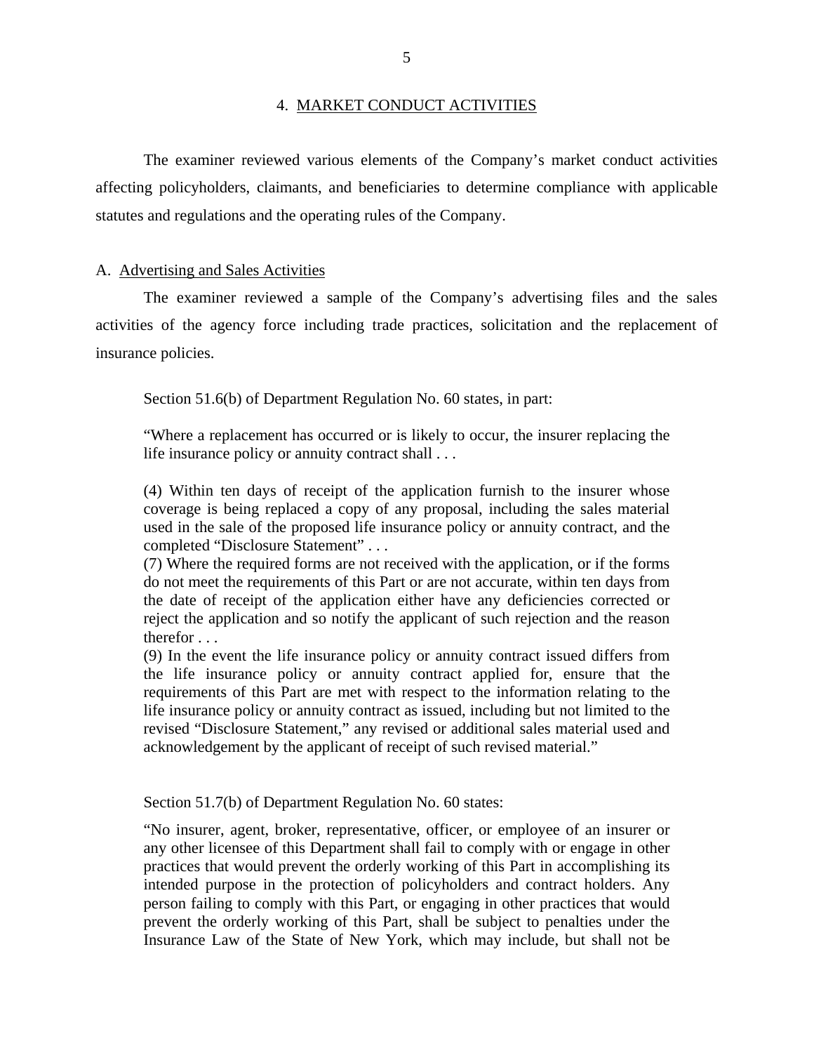## 4. MARKET CONDUCT ACTIVITIES

The examiner reviewed various elements of the Company's market conduct activities affecting policyholders, claimants, and beneficiaries to determine compliance with applicable statutes and regulations and the operating rules of the Company.

### A. Advertising and Sales Activities

The examiner reviewed a sample of the Company's advertising files and the sales activities of the agency force including trade practices, solicitation and the replacement of insurance policies.

Section 51.6(b) of Department Regulation No. 60 states, in part:

> "Where a replacement has occurred or is likely to occur, the insurer replacing the life insurance policy or annuity contract shall . . .
>
> (4) Within ten days of receipt of the application furnish to the insurer whose coverage is being replaced a copy of any proposal, including the sales material used in the sale of the proposed life insurance policy or annuity contract, and the completed "Disclosure Statement" . . .
>
> (7) Where the required forms are not received with the application, or if the forms do not meet the requirements of this Part or are not accurate, within ten days from the date of receipt of the application either have any deficiencies corrected or reject the application and so notify the applicant of such rejection and the reason therefor . . .
>
> (9) In the event the life insurance policy or annuity contract issued differs from the life insurance policy or annuity contract applied for, ensure that the requirements of this Part are met with respect to the information relating to the life insurance policy or annuity contract as issued, including but not limited to the revised "Disclosure Statement," any revised or additional sales material used and acknowledgement by the applicant of receipt of such revised material."

Section 51.7(b) of Department Regulation No. 60 states:

> "No insurer, agent, broker, representative, officer, or employee of an insurer or any other licensee of this Department shall fail to comply with or engage in other practices that would prevent the orderly working of this Part in accomplishing its intended purpose in the protection of policyholders and contract holders. Any person failing to comply with this Part, or engaging in other practices that would prevent the orderly working of this Part, shall be subject to penalties under the Insurance Law of the State of New York, which may include, but shall not be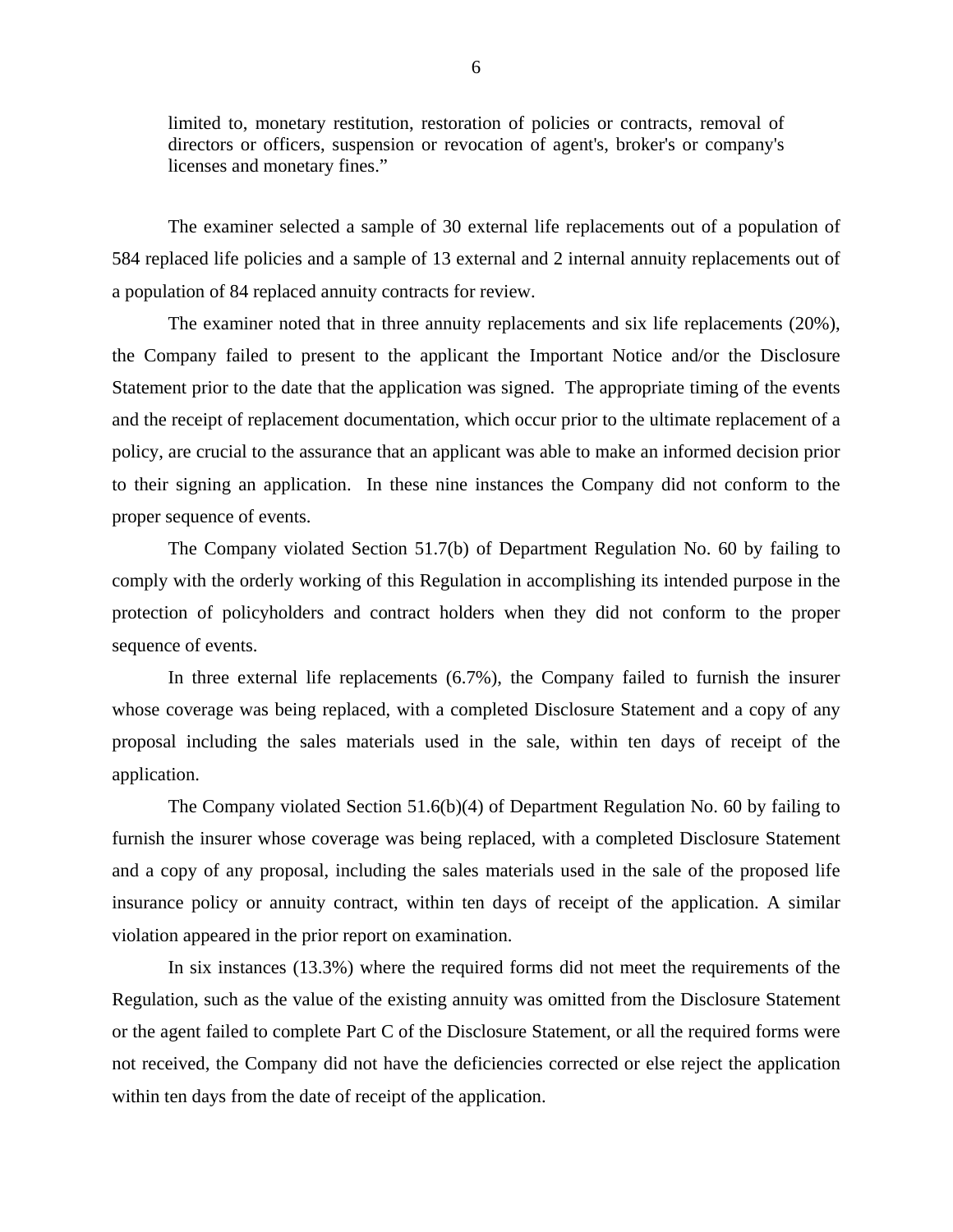limited to, monetary restitution, restoration of policies or contracts, removal of directors or officers, suspension or revocation of agent's, broker's or company's licenses and monetary fines."

The examiner selected a sample of 30 external life replacements out of a population of 584 replaced life policies and a sample of 13 external and 2 internal annuity replacements out of a population of 84 replaced annuity contracts for review.

The examiner noted that in three annuity replacements and six life replacements (20%), the Company failed to present to the applicant the Important Notice and/or the Disclosure Statement prior to the date that the application was signed. The appropriate timing of the events and the receipt of replacement documentation, which occur prior to the ultimate replacement of a policy, are crucial to the assurance that an applicant was able to make an informed decision prior to their signing an application. In these nine instances the Company did not conform to the proper sequence of events.

The Company violated Section 51.7(b) of Department Regulation No. 60 by failing to comply with the orderly working of this Regulation in accomplishing its intended purpose in the protection of policyholders and contract holders when they did not conform to the proper sequence of events.

In three external life replacements (6.7%), the Company failed to furnish the insurer whose coverage was being replaced, with a completed Disclosure Statement and a copy of any proposal including the sales materials used in the sale, within ten days of receipt of the application.

The Company violated Section 51.6(b)(4) of Department Regulation No. 60 by failing to furnish the insurer whose coverage was being replaced, with a completed Disclosure Statement and a copy of any proposal, including the sales materials used in the sale of the proposed life insurance policy or annuity contract, within ten days of receipt of the application. A similar violation appeared in the prior report on examination.

In six instances (13.3%) where the required forms did not meet the requirements of the Regulation, such as the value of the existing annuity was omitted from the Disclosure Statement or the agent failed to complete Part C of the Disclosure Statement, or all the required forms were not received, the Company did not have the deficiencies corrected or else reject the application within ten days from the date of receipt of the application.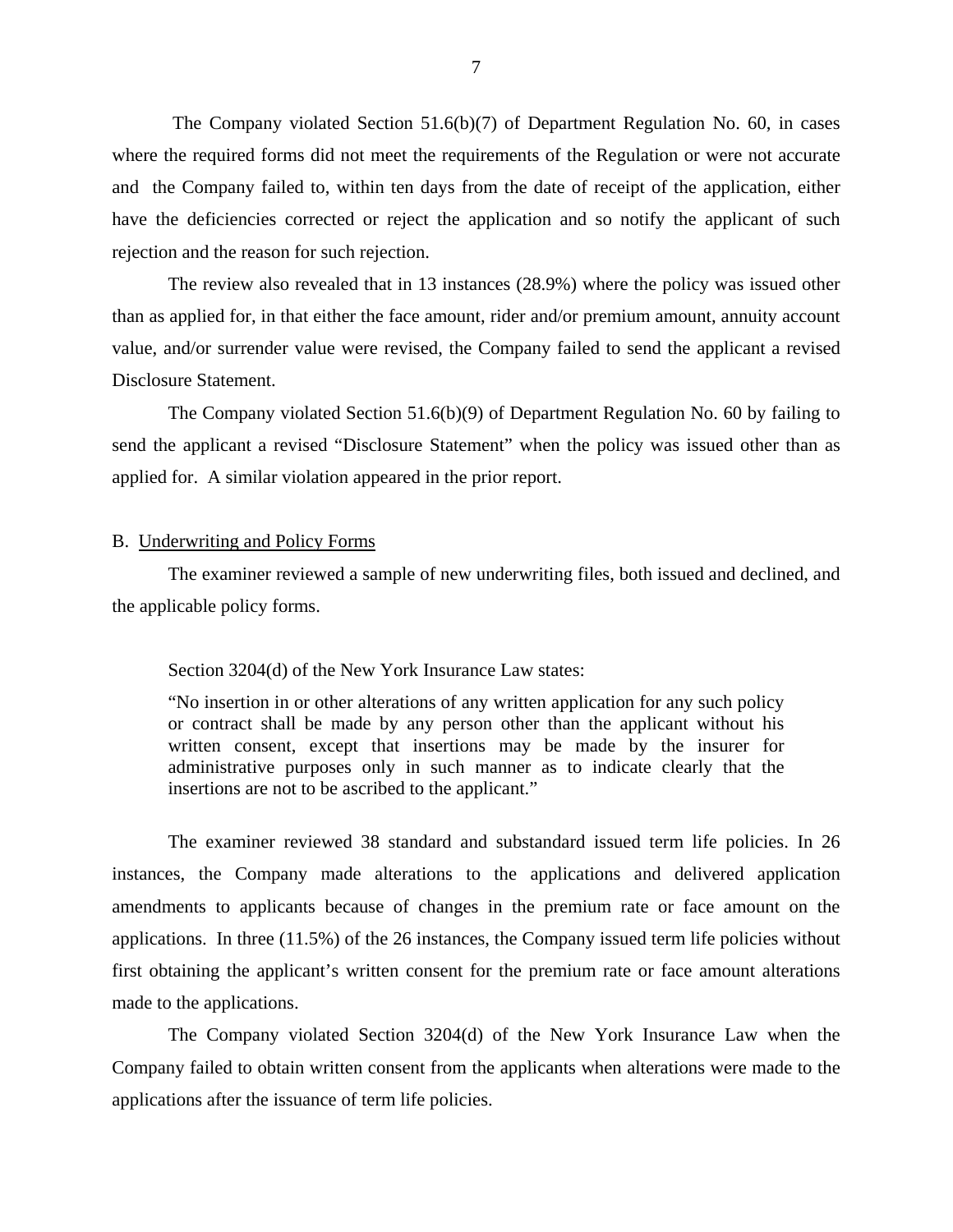The Company violated Section 51.6(b)(7) of Department Regulation No. 60, in cases where the required forms did not meet the requirements of the Regulation or were not accurate and the Company failed to, within ten days from the date of receipt of the application, either have the deficiencies corrected or reject the application and so notify the applicant of such rejection and the reason for such rejection.

The review also revealed that in 13 instances (28.9%) where the policy was issued other than as applied for, in that either the face amount, rider and/or premium amount, annuity account value, and/or surrender value were revised, the Company failed to send the applicant a revised Disclosure Statement.

The Company violated Section 51.6(b)(9) of Department Regulation No. 60 by failing to send the applicant a revised "Disclosure Statement" when the policy was issued other than as applied for. A similar violation appeared in the prior report.

B. Underwriting and Policy Forms

The examiner reviewed a sample of new underwriting files, both issued and declined, and the applicable policy forms.

Section 3204(d) of the New York Insurance Law states:

> "No insertion in or other alterations of any written application for any such policy or contract shall be made by any person other than the applicant without his written consent, except that insertions may be made by the insurer for administrative purposes only in such manner as to indicate clearly that the insertions are not to be ascribed to the applicant."

The examiner reviewed 38 standard and substandard issued term life policies. In 26 instances, the Company made alterations to the applications and delivered application amendments to applicants because of changes in the premium rate or face amount on the applications. In three (11.5%) of the 26 instances, the Company issued term life policies without first obtaining the applicant's written consent for the premium rate or face amount alterations made to the applications.

The Company violated Section 3204(d) of the New York Insurance Law when the Company failed to obtain written consent from the applicants when alterations were made to the applications after the issuance of term life policies.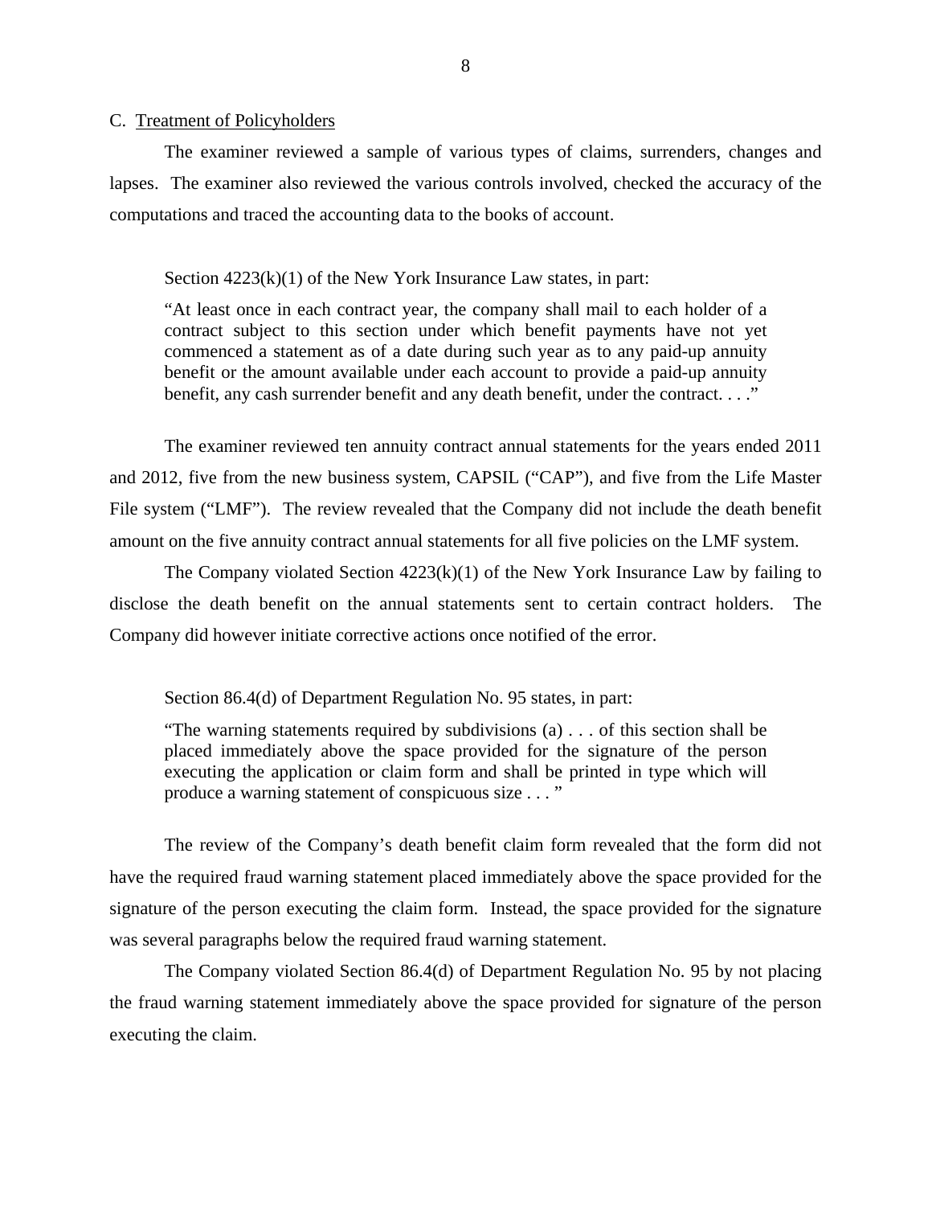C. Treatment of Policyholders

The examiner reviewed a sample of various types of claims, surrenders, changes and lapses. The examiner also reviewed the various controls involved, checked the accuracy of the computations and traced the accounting data to the books of account.

Section 4223(k)(1) of the New York Insurance Law states, in part:

> "At least once in each contract year, the company shall mail to each holder of a contract subject to this section under which benefit payments have not yet commenced a statement as of a date during such year as to any paid-up annuity benefit or the amount available under each account to provide a paid-up annuity benefit, any cash surrender benefit and any death benefit, under the contract. . . ."

The examiner reviewed ten annuity contract annual statements for the years ended 2011 and 2012, five from the new business system, CAPSIL ("CAP"), and five from the Life Master File system ("LMF"). The review revealed that the Company did not include the death benefit amount on the five annuity contract annual statements for all five policies on the LMF system.

The Company violated Section 4223(k)(1) of the New York Insurance Law by failing to disclose the death benefit on the annual statements sent to certain contract holders. The Company did however initiate corrective actions once notified of the error.

Section 86.4(d) of Department Regulation No. 95 states, in part:

> "The warning statements required by subdivisions (a) . . . of this section shall be placed immediately above the space provided for the signature of the person executing the application or claim form and shall be printed in type which will produce a warning statement of conspicuous size . . . "

The review of the Company's death benefit claim form revealed that the form did not have the required fraud warning statement placed immediately above the space provided for the signature of the person executing the claim form. Instead, the space provided for the signature was several paragraphs below the required fraud warning statement.

The Company violated Section 86.4(d) of Department Regulation No. 95 by not placing the fraud warning statement immediately above the space provided for signature of the person executing the claim.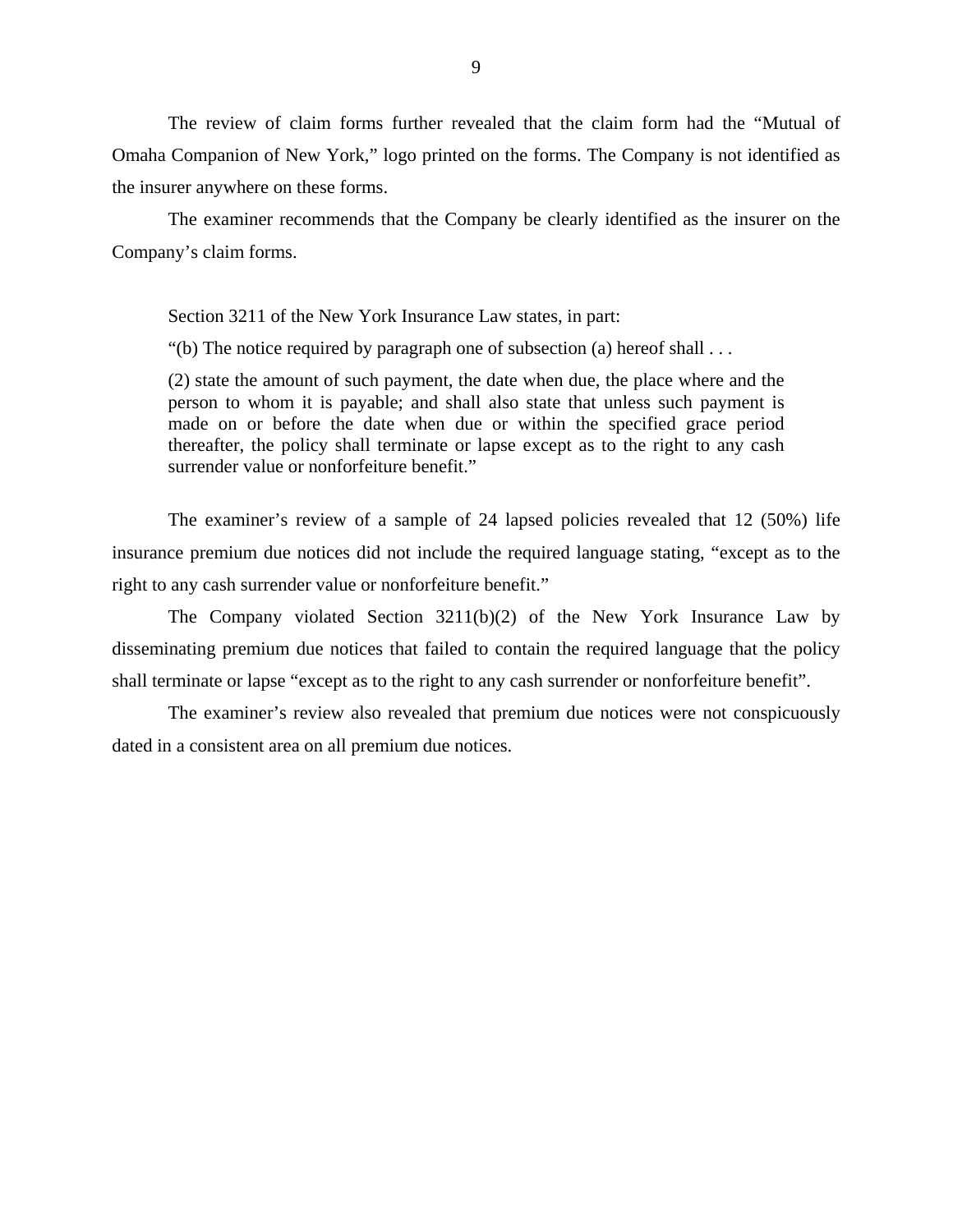The review of claim forms further revealed that the claim form had the "Mutual of Omaha Companion of New York," logo printed on the forms. The Company is not identified as the insurer anywhere on these forms.

The examiner recommends that the Company be clearly identified as the insurer on the Company's claim forms.

Section 3211 of the New York Insurance Law states, in part:

"(b) The notice required by paragraph one of subsection (a) hereof shall . . .

> (2) state the amount of such payment, the date when due, the place where and the person to whom it is payable; and shall also state that unless such payment is made on or before the date when due or within the specified grace period thereafter, the policy shall terminate or lapse except as to the right to any cash surrender value or nonforfeiture benefit."

The examiner's review of a sample of 24 lapsed policies revealed that 12 (50%) life insurance premium due notices did not include the required language stating, "except as to the right to any cash surrender value or nonforfeiture benefit."

The Company violated Section 3211(b)(2) of the New York Insurance Law by disseminating premium due notices that failed to contain the required language that the policy shall terminate or lapse "except as to the right to any cash surrender or nonforfeiture benefit".

The examiner's review also revealed that premium due notices were not conspicuously dated in a consistent area on all premium due notices.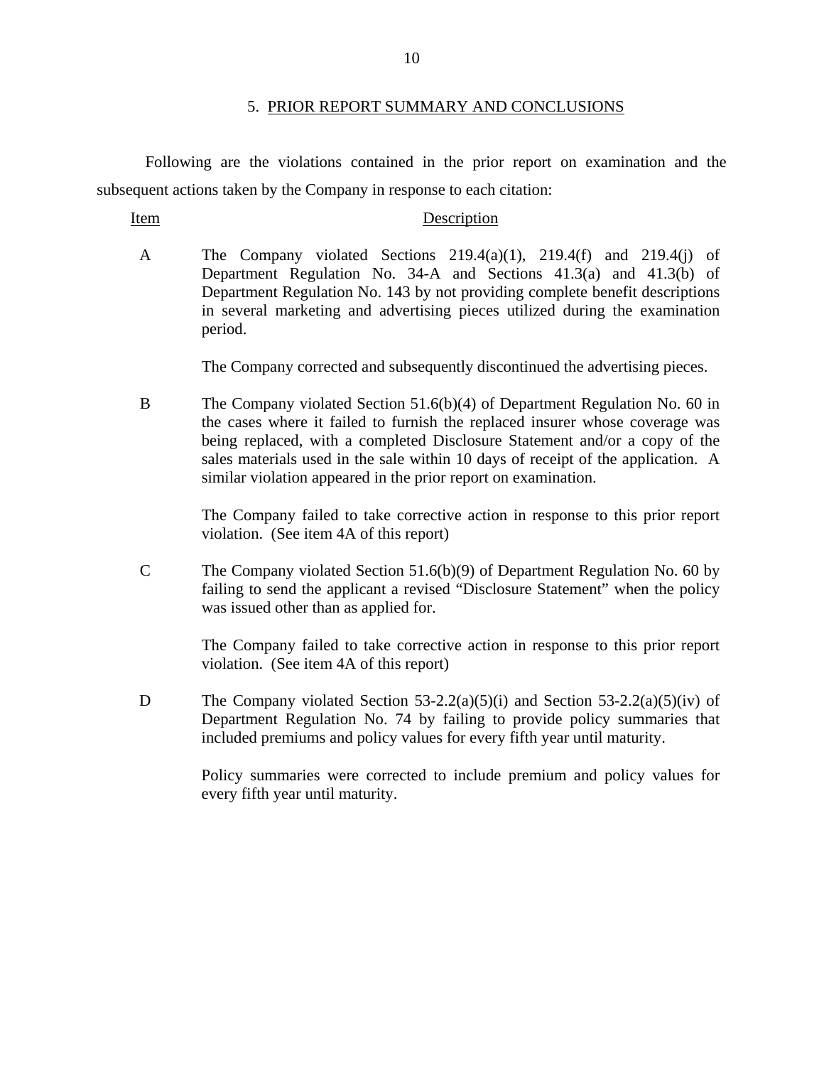## 5. PRIOR REPORT SUMMARY AND CONCLUSIONS

Following are the violations contained in the prior report on examination and the subsequent actions taken by the Company in response to each citation:

| Item | Description |
|---|---|
| A | The Company violated Sections 219.4(a)(1), 219.4(f) and 219.4(j) of Department Regulation No. 34-A and Sections 41.3(a) and 41.3(b) of Department Regulation No. 143 by not providing complete benefit descriptions in several marketing and advertising pieces utilized during the examination period.<br><br>The Company corrected and subsequently discontinued the advertising pieces. |
| B | The Company violated Section 51.6(b)(4) of Department Regulation No. 60 in the cases where it failed to furnish the replaced insurer whose coverage was being replaced, with a completed Disclosure Statement and/or a copy of the sales materials used in the sale within 10 days of receipt of the application. A similar violation appeared in the prior report on examination.<br><br>The Company failed to take corrective action in response to this prior report violation. (See item 4A of this report) |
| C | The Company violated Section 51.6(b)(9) of Department Regulation No. 60 by failing to send the applicant a revised "Disclosure Statement" when the policy was issued other than as applied for.<br><br>The Company failed to take corrective action in response to this prior report violation. (See item 4A of this report) |
| D | The Company violated Section 53-2.2(a)(5)(i) and Section 53-2.2(a)(5)(iv) of Department Regulation No. 74 by failing to provide policy summaries that included premiums and policy values for every fifth year until maturity.<br><br>Policy summaries were corrected to include premium and policy values for every fifth year until maturity. |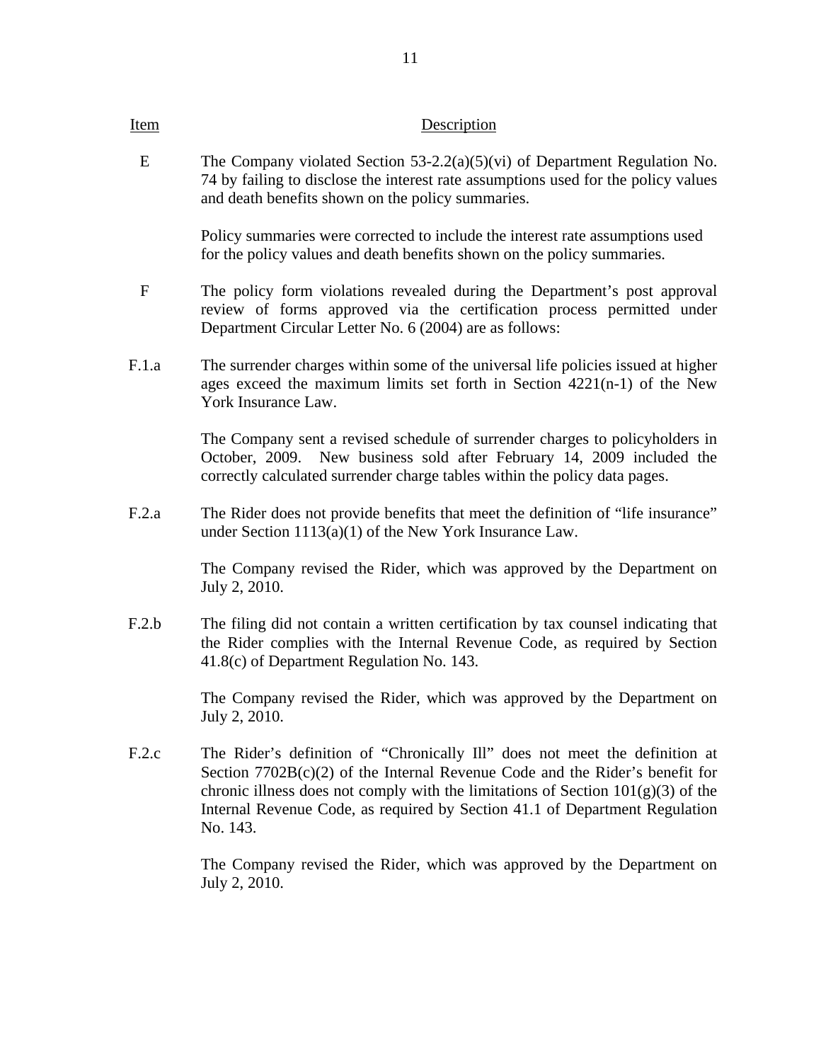| Item | Description |
|---|---|
| E | The Company violated Section 53-2.2(a)(5)(vi) of Department Regulation No. 74 by failing to disclose the interest rate assumptions used for the policy values and death benefits shown on the policy summaries.<br><br>Policy summaries were corrected to include the interest rate assumptions used for the policy values and death benefits shown on the policy summaries. |
| F | The policy form violations revealed during the Department's post approval review of forms approved via the certification process permitted under Department Circular Letter No. 6 (2004) are as follows: |
| F.1.a | The surrender charges within some of the universal life policies issued at higher ages exceed the maximum limits set forth in Section 4221(n-1) of the New York Insurance Law.<br><br>The Company sent a revised schedule of surrender charges to policyholders in October, 2009. New business sold after February 14, 2009 included the correctly calculated surrender charge tables within the policy data pages. |
| F.2.a | The Rider does not provide benefits that meet the definition of "life insurance" under Section 1113(a)(1) of the New York Insurance Law.<br><br>The Company revised the Rider, which was approved by the Department on July 2, 2010. |
| F.2.b | The filing did not contain a written certification by tax counsel indicating that the Rider complies with the Internal Revenue Code, as required by Section 41.8(c) of Department Regulation No. 143.<br><br>The Company revised the Rider, which was approved by the Department on July 2, 2010. |
| F.2.c | The Rider's definition of "Chronically Ill" does not meet the definition at Section 7702B(c)(2) of the Internal Revenue Code and the Rider's benefit for chronic illness does not comply with the limitations of Section 101(g)(3) of the Internal Revenue Code, as required by Section 41.1 of Department Regulation No. 143.<br><br>The Company revised the Rider, which was approved by the Department on July 2, 2010. |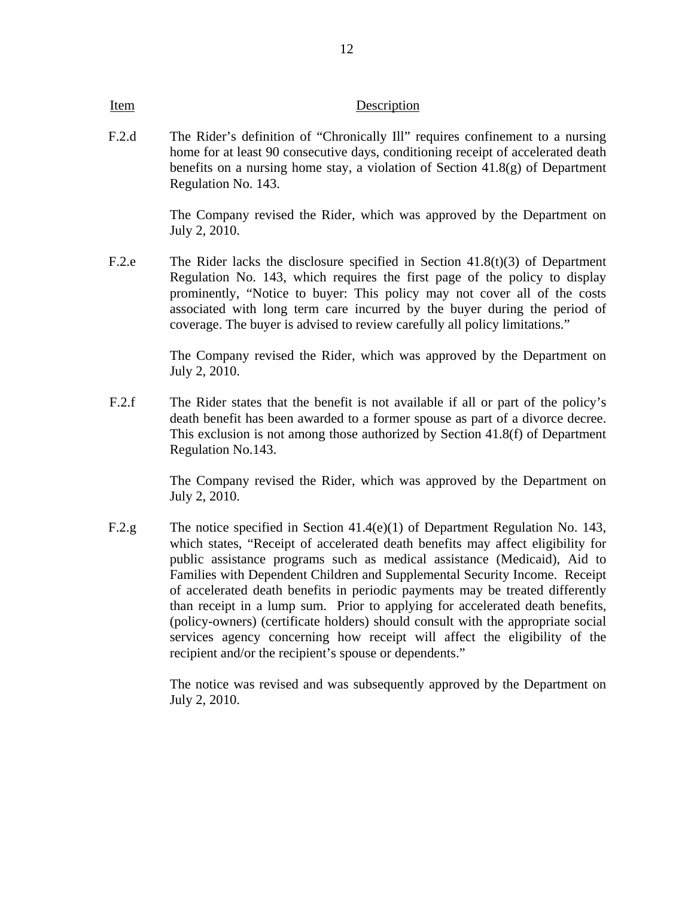| Item | Description |
|---|---|
| F.2.d | The Rider's definition of "Chronically Ill" requires confinement to a nursing home for at least 90 consecutive days, conditioning receipt of accelerated death benefits on a nursing home stay, a violation of Section 41.8(g) of Department Regulation No. 143.<br><br>The Company revised the Rider, which was approved by the Department on July 2, 2010. |
| F.2.e | The Rider lacks the disclosure specified in Section 41.8(t)(3) of Department Regulation No. 143, which requires the first page of the policy to display prominently, "Notice to buyer: This policy may not cover all of the costs associated with long term care incurred by the buyer during the period of coverage. The buyer is advised to review carefully all policy limitations."<br><br>The Company revised the Rider, which was approved by the Department on July 2, 2010. |
| F.2.f | The Rider states that the benefit is not available if all or part of the policy's death benefit has been awarded to a former spouse as part of a divorce decree. This exclusion is not among those authorized by Section 41.8(f) of Department Regulation No.143.<br><br>The Company revised the Rider, which was approved by the Department on July 2, 2010. |
| F.2.g | The notice specified in Section 41.4(e)(1) of Department Regulation No. 143, which states, "Receipt of accelerated death benefits may affect eligibility for public assistance programs such as medical assistance (Medicaid), Aid to Families with Dependent Children and Supplemental Security Income. Receipt of accelerated death benefits in periodic payments may be treated differently than receipt in a lump sum. Prior to applying for accelerated death benefits, (policy-owners) (certificate holders) should consult with the appropriate social services agency concerning how receipt will affect the eligibility of the recipient and/or the recipient's spouse or dependents."<br><br>The notice was revised and was subsequently approved by the Department on July 2, 2010. |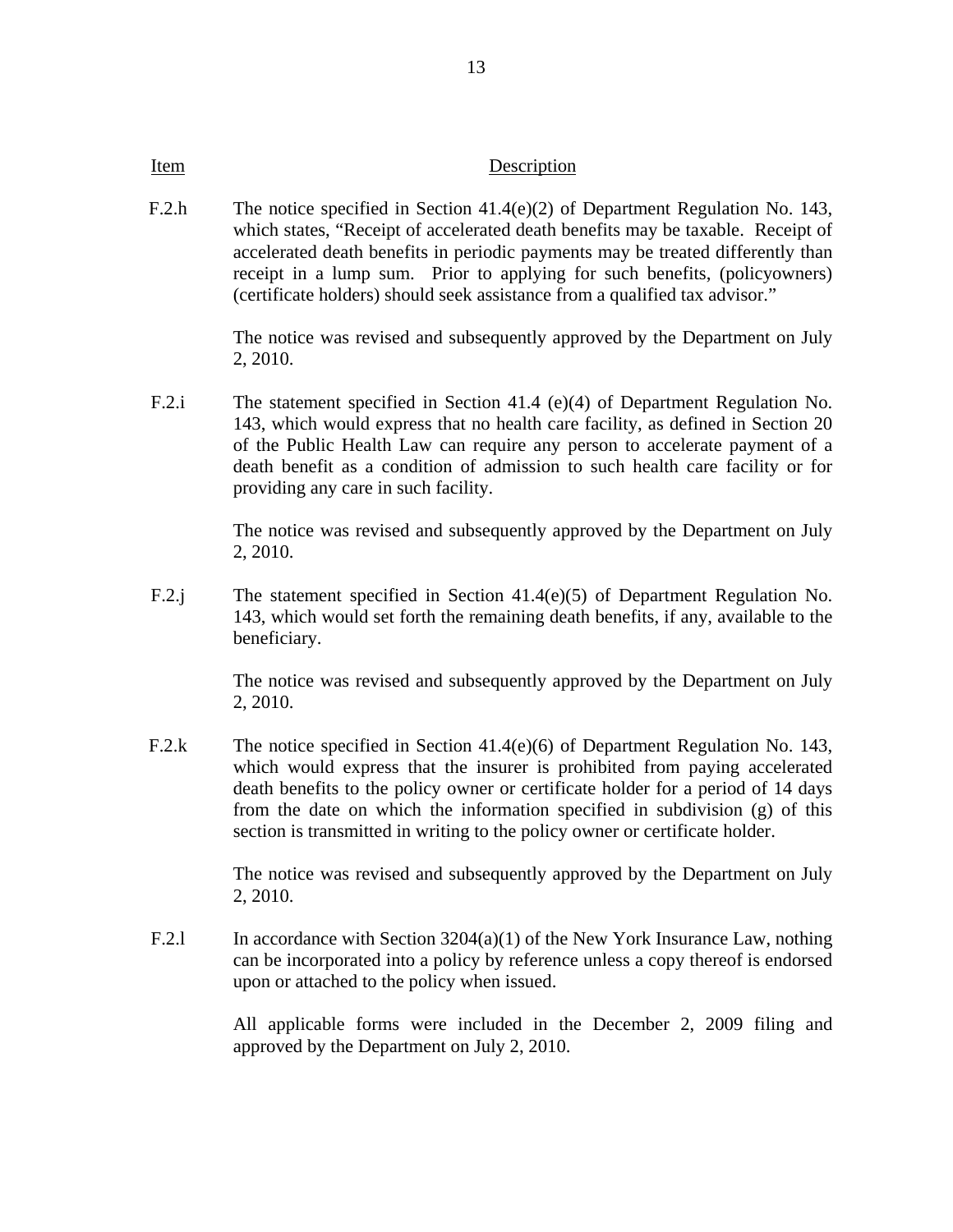| Item | Description |
|---|---|
| F.2.h | The notice specified in Section 41.4(e)(2) of Department Regulation No. 143, which states, "Receipt of accelerated death benefits may be taxable. Receipt of accelerated death benefits in periodic payments may be treated differently than receipt in a lump sum. Prior to applying for such benefits, (policyowners) (certificate holders) should seek assistance from a qualified tax advisor."<br><br>The notice was revised and subsequently approved by the Department on July 2, 2010. |
| F.2.i | The statement specified in Section 41.4 (e)(4) of Department Regulation No. 143, which would express that no health care facility, as defined in Section 20 of the Public Health Law can require any person to accelerate payment of a death benefit as a condition of admission to such health care facility or for providing any care in such facility.<br><br>The notice was revised and subsequently approved by the Department on July 2, 2010. |
| F.2.j | The statement specified in Section 41.4(e)(5) of Department Regulation No. 143, which would set forth the remaining death benefits, if any, available to the beneficiary.<br><br>The notice was revised and subsequently approved by the Department on July 2, 2010. |
| F.2.k | The notice specified in Section 41.4(e)(6) of Department Regulation No. 143, which would express that the insurer is prohibited from paying accelerated death benefits to the policy owner or certificate holder for a period of 14 days from the date on which the information specified in subdivision (g) of this section is transmitted in writing to the policy owner or certificate holder.<br><br>The notice was revised and subsequently approved by the Department on July 2, 2010. |
| F.2.l | In accordance with Section 3204(a)(1) of the New York Insurance Law, nothing can be incorporated into a policy by reference unless a copy thereof is endorsed upon or attached to the policy when issued.<br><br>All applicable forms were included in the December 2, 2009 filing and approved by the Department on July 2, 2010. |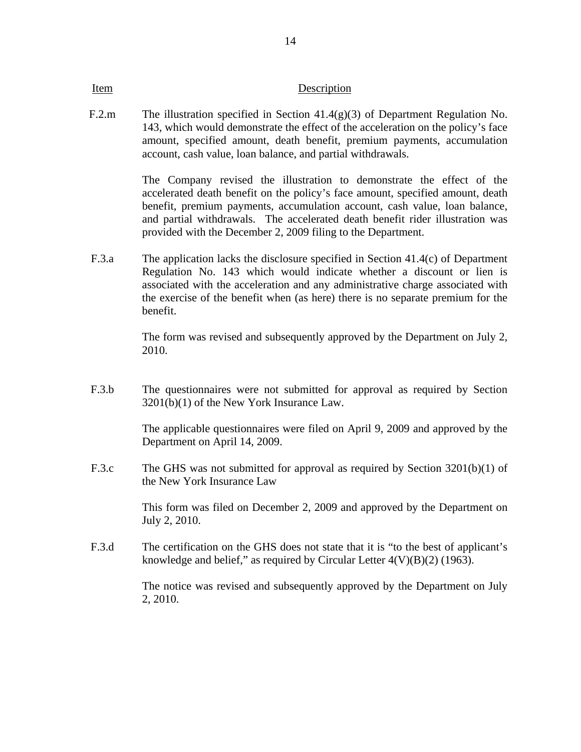| Item | Description |
| --- | --- |
| F.2.m | The illustration specified in Section 41.4(g)(3) of Department Regulation No. 143, which would demonstrate the effect of the acceleration on the policy's face amount, specified amount, death benefit, premium payments, accumulation account, cash value, loan balance, and partial withdrawals.<br><br>The Company revised the illustration to demonstrate the effect of the accelerated death benefit on the policy's face amount, specified amount, death benefit, premium payments, accumulation account, cash value, loan balance, and partial withdrawals. The accelerated death benefit rider illustration was provided with the December 2, 2009 filing to the Department. |
| F.3.a | The application lacks the disclosure specified in Section 41.4(c) of Department Regulation No. 143 which would indicate whether a discount or lien is associated with the acceleration and any administrative charge associated with the exercise of the benefit when (as here) there is no separate premium for the benefit.<br><br>The form was revised and subsequently approved by the Department on July 2, 2010. |
| F.3.b | The questionnaires were not submitted for approval as required by Section 3201(b)(1) of the New York Insurance Law.<br><br>The applicable questionnaires were filed on April 9, 2009 and approved by the Department on April 14, 2009. |
| F.3.c | The GHS was not submitted for approval as required by Section 3201(b)(1) of the New York Insurance Law<br><br>This form was filed on December 2, 2009 and approved by the Department on July 2, 2010. |
| F.3.d | The certification on the GHS does not state that it is "to the best of applicant's knowledge and belief," as required by Circular Letter 4(V)(B)(2) (1963).<br><br>The notice was revised and subsequently approved by the Department on July 2, 2010. |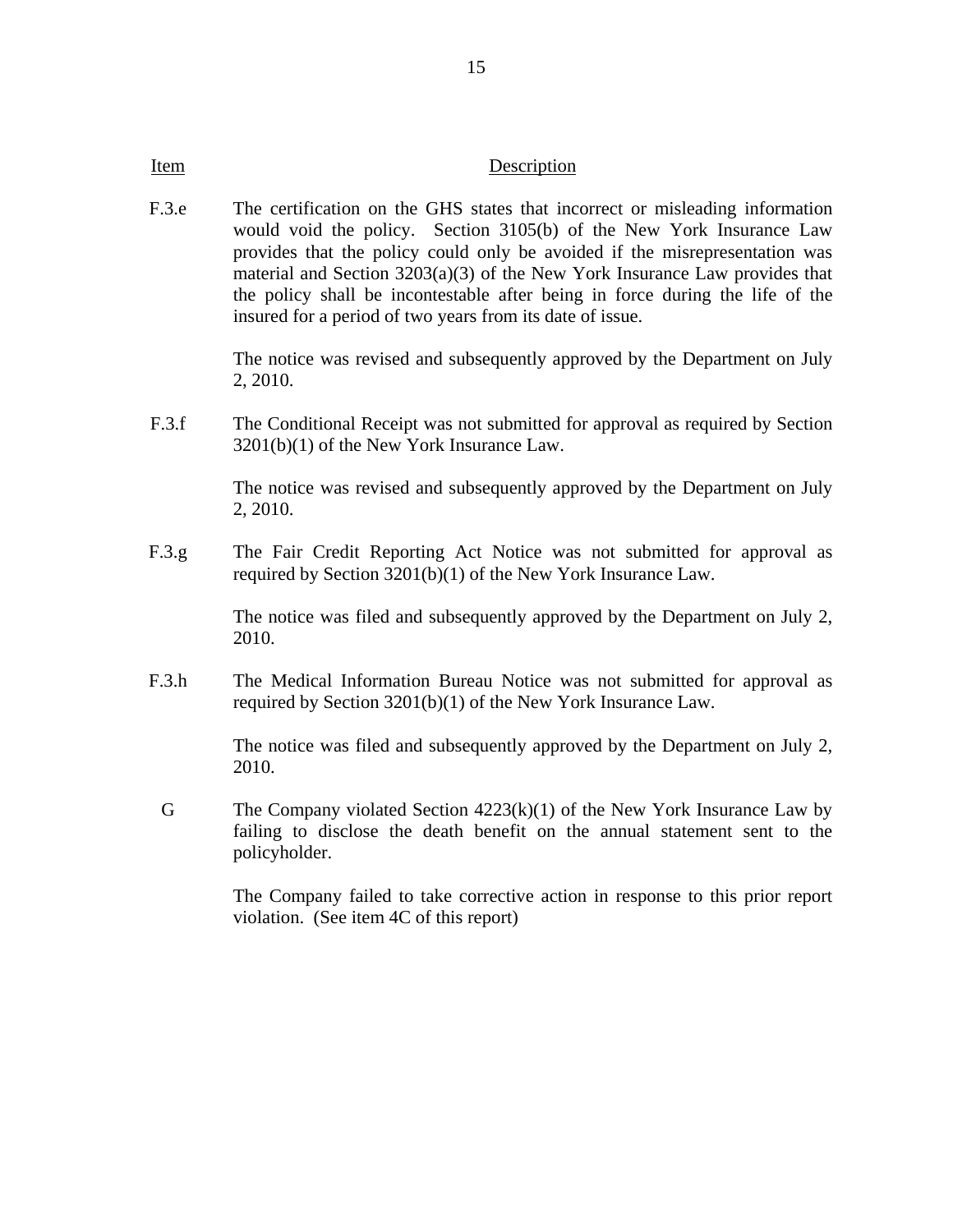| Item | Description |
| --- | --- |
| F.3.e | The certification on the GHS states that incorrect or misleading information would void the policy. Section 3105(b) of the New York Insurance Law provides that the policy could only be avoided if the misrepresentation was material and Section 3203(a)(3) of the New York Insurance Law provides that the policy shall be incontestable after being in force during the life of the insured for a period of two years from its date of issue.<br><br>The notice was revised and subsequently approved by the Department on July 2, 2010. |
| F.3.f | The Conditional Receipt was not submitted for approval as required by Section 3201(b)(1) of the New York Insurance Law.<br><br>The notice was revised and subsequently approved by the Department on July 2, 2010. |
| F.3.g | The Fair Credit Reporting Act Notice was not submitted for approval as required by Section 3201(b)(1) of the New York Insurance Law.<br><br>The notice was filed and subsequently approved by the Department on July 2, 2010. |
| F.3.h | The Medical Information Bureau Notice was not submitted for approval as required by Section 3201(b)(1) of the New York Insurance Law.<br><br>The notice was filed and subsequently approved by the Department on July 2, 2010. |
| G | The Company violated Section 4223(k)(1) of the New York Insurance Law by failing to disclose the death benefit on the annual statement sent to the policyholder.<br><br>The Company failed to take corrective action in response to this prior report violation. (See item 4C of this report) |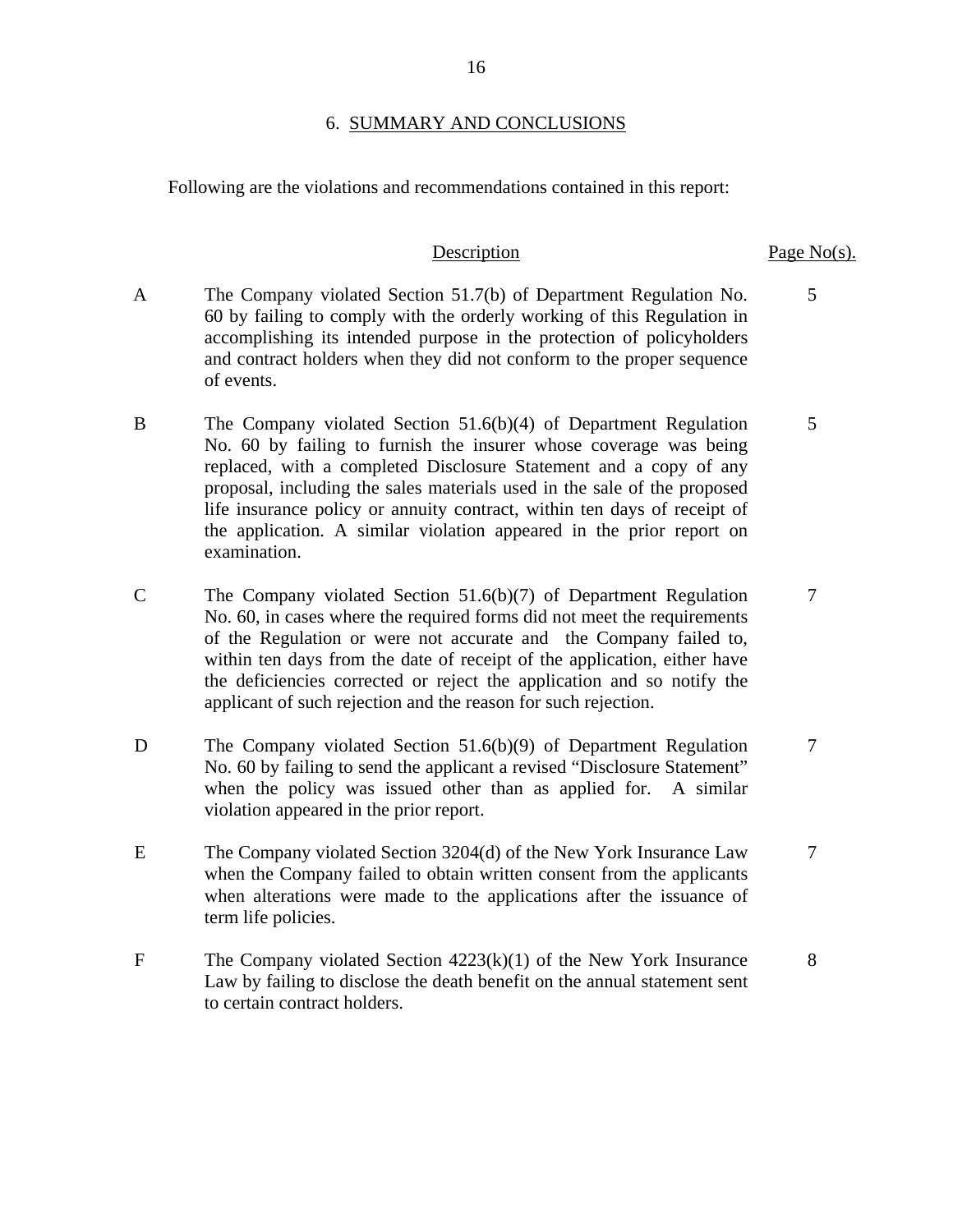## 6. SUMMARY AND CONCLUSIONS

Following are the violations and recommendations contained in this report:

| | Description | Page No(s). |
|---|---|---|
| A | The Company violated Section 51.7(b) of Department Regulation No. 60 by failing to comply with the orderly working of this Regulation in accomplishing its intended purpose in the protection of policyholders and contract holders when they did not conform to the proper sequence of events. | 5 |
| B | The Company violated Section 51.6(b)(4) of Department Regulation No. 60 by failing to furnish the insurer whose coverage was being replaced, with a completed Disclosure Statement and a copy of any proposal, including the sales materials used in the sale of the proposed life insurance policy or annuity contract, within ten days of receipt of the application. A similar violation appeared in the prior report on examination. | 5 |
| C | The Company violated Section 51.6(b)(7) of Department Regulation No. 60, in cases where the required forms did not meet the requirements of the Regulation or were not accurate and the Company failed to, within ten days from the date of receipt of the application, either have the deficiencies corrected or reject the application and so notify the applicant of such rejection and the reason for such rejection. | 7 |
| D | The Company violated Section 51.6(b)(9) of Department Regulation No. 60 by failing to send the applicant a revised "Disclosure Statement" when the policy was issued other than as applied for. A similar violation appeared in the prior report. | 7 |
| E | The Company violated Section 3204(d) of the New York Insurance Law when the Company failed to obtain written consent from the applicants when alterations were made to the applications after the issuance of term life policies. | 7 |
| F | The Company violated Section 4223(k)(1) of the New York Insurance Law by failing to disclose the death benefit on the annual statement sent to certain contract holders. | 8 |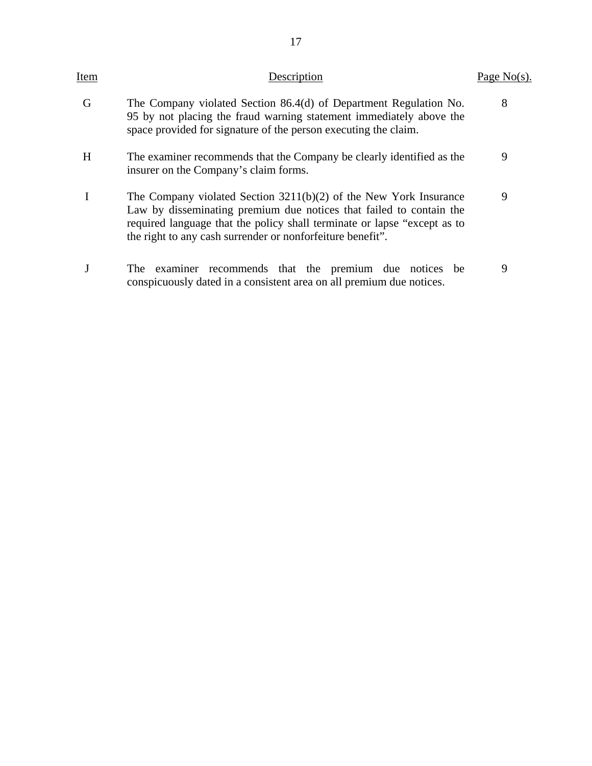| Item | Description | Page No(s). |
|---|---|---|
| G | The Company violated Section 86.4(d) of Department Regulation No. 95 by not placing the fraud warning statement immediately above the space provided for signature of the person executing the claim. | 8 |
| H | The examiner recommends that the Company be clearly identified as the insurer on the Company's claim forms. | 9 |
| I | The Company violated Section 3211(b)(2) of the New York Insurance Law by disseminating premium due notices that failed to contain the required language that the policy shall terminate or lapse "except as to the right to any cash surrender or nonforfeiture benefit". | 9 |
| J | The examiner recommends that the premium due notices be conspicuously dated in a consistent area on all premium due notices. | 9 |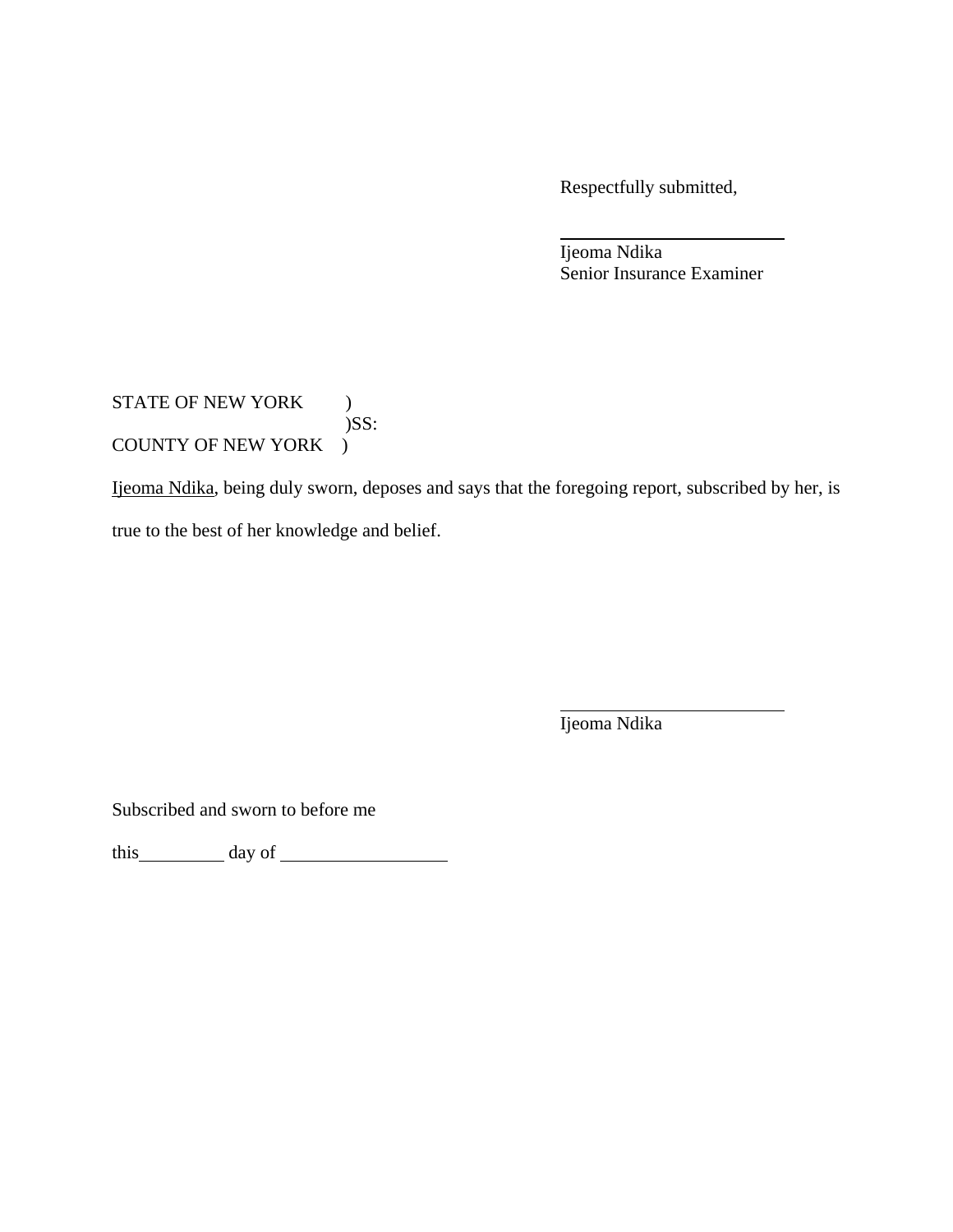Respectfully submitted,

\_\_\_\_\_\_\_\_\_\_\_\_\_\_\_\_\_\_\_\_\_\_\_\_

Ijeoma Ndika
Senior Insurance Examiner

STATE OF NEW YORK )
)SS:
COUNTY OF NEW YORK )

Ijeoma Ndika, being duly sworn, deposes and says that the foregoing report, subscribed by her, is true to the best of her knowledge and belief.

\_\_\_\_\_\_\_\_\_\_\_\_\_\_\_\_\_\_\_\_\_\_\_\_

Ijeoma Ndika

Subscribed and sworn to before me

this\_\_\_\_\_\_\_\_\_\_ day of \_\_\_\_\_\_\_\_\_\_\_\_\_\_\_\_\_\_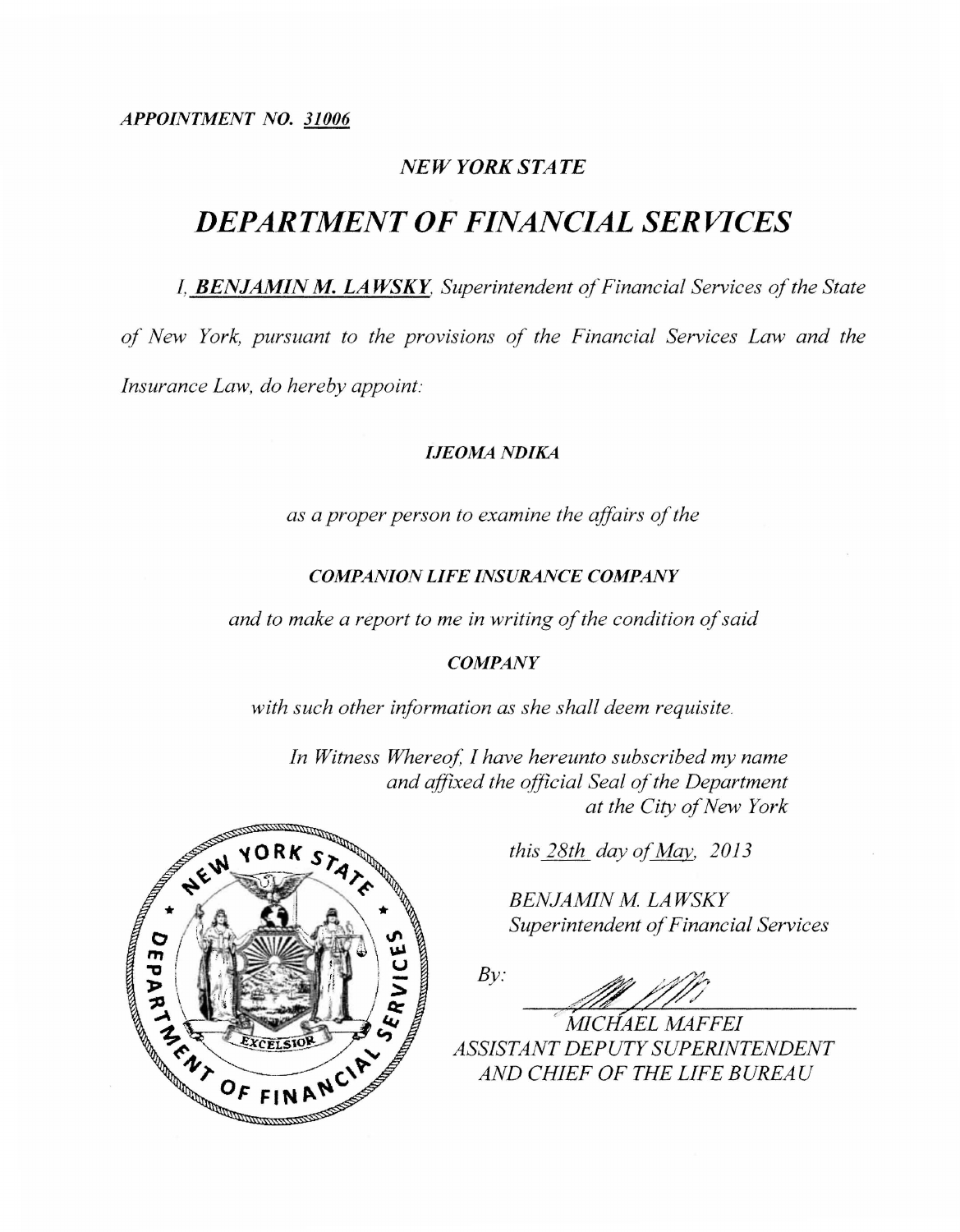*APPOINTMENT NO. 31006*

*NEW YORK STATE*

# *DEPARTMENT OF FINANCIAL SERVICES*

*I, **BENJAMIN M. LAWSKY**, Superintendent of Financial Services of the State of New York, pursuant to the provisions of the Financial Services Law and the Insurance Law, do hereby appoint:*

*IJEOMA NDIKA*

*as a proper person to examine the affairs of the*

*COMPANION LIFE INSURANCE COMPANY*

*and to make a report to me in writing of the condition of said*

*COMPANY*

*with such other information as she shall deem requisite.*

*In Witness Whereof, I have hereunto subscribed my name and affixed the official Seal of the Department at the City of New York*

*this 28th day of May, 2013*

*BENJAMIN M. LAWSKY*
*Superintendent of Financial Services*

*By:*

*MICHAEL MAFFEI*
*ASSISTANT DEPUTY SUPERINTENDENT AND CHIEF OF THE LIFE BUREAU*

NEW YORK STATE DEPARTMENT OF FINANCIAL SERVICES
EXCELSIOR